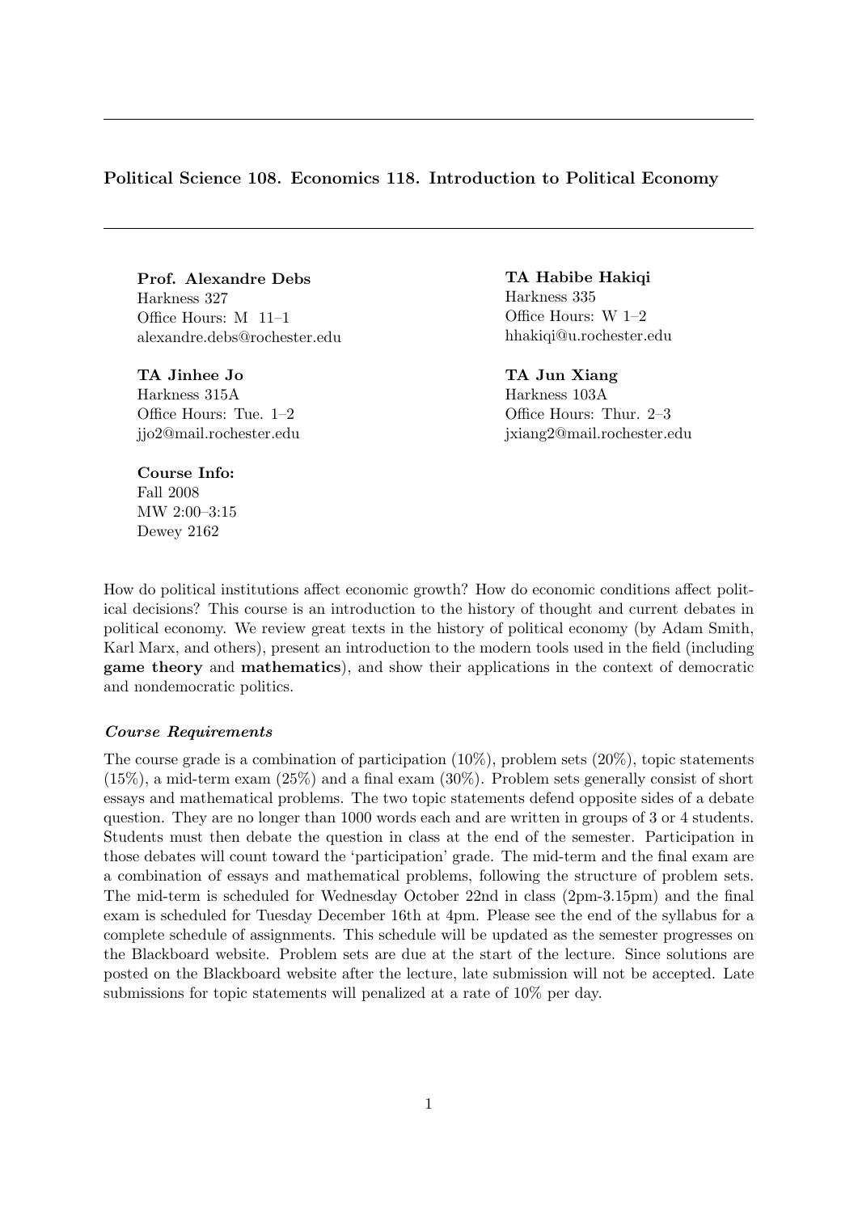**Political Science 108. Economics 118. Introduction to Political Economy**

---

**Prof. Alexandre Debs**
Harkness 327
Office Hours: M 11–1
alexandre.debs@rochester.edu

**TA Habibe Hakiqi**
Harkness 335
Office Hours: W 1–2
hhakiqi@u.rochester.edu

**TA Jinhee Jo**
Harkness 315A
Office Hours: Tue. 1–2
jjo2@mail.rochester.edu

**TA Jun Xiang**
Harkness 103A
Office Hours: Thur. 2–3
jxiang2@mail.rochester.edu

**Course Info:**
Fall 2008
MW 2:00–3:15
Dewey 2162

How do political institutions affect economic growth? How do economic conditions affect political decisions? This course is an introduction to the history of thought and current debates in political economy. We review great texts in the history of political economy (by Adam Smith, Karl Marx, and others), present an introduction to the modern tools used in the field (including **game theory** and **mathematics**), and show their applications in the context of democratic and nondemocratic politics.

***Course Requirements***

The course grade is a combination of participation (10%), problem sets (20%), topic statements (15%), a mid-term exam (25%) and a final exam (30%). Problem sets generally consist of short essays and mathematical problems. The two topic statements defend opposite sides of a debate question. They are no longer than 1000 words each and are written in groups of 3 or 4 students. Students must then debate the question in class at the end of the semester. Participation in those debates will count toward the 'participation' grade. The mid-term and the final exam are a combination of essays and mathematical problems, following the structure of problem sets. The mid-term is scheduled for Wednesday October 22nd in class (2pm-3.15pm) and the final exam is scheduled for Tuesday December 16th at 4pm. Please see the end of the syllabus for a complete schedule of assignments. This schedule will be updated as the semester progresses on the Blackboard website. Problem sets are due at the start of the lecture. Since solutions are posted on the Blackboard website after the lecture, late submission will not be accepted. Late submissions for topic statements will penalized at a rate of 10% per day.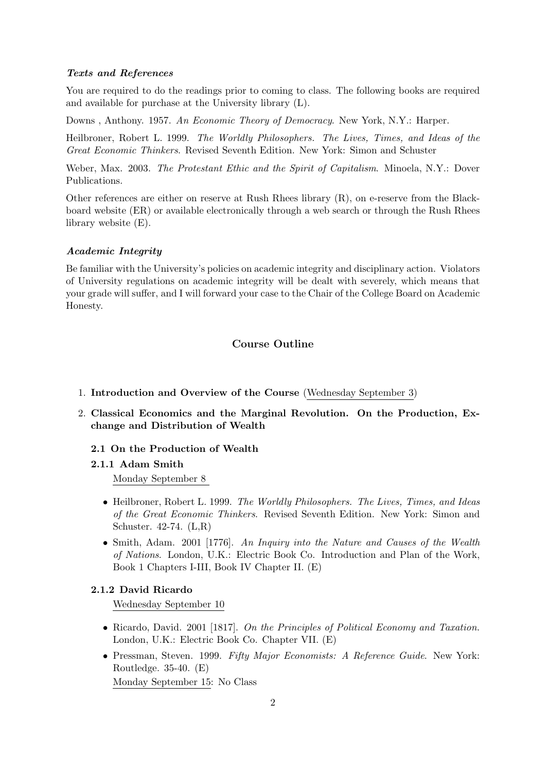### *Texts and References*

You are required to do the readings prior to coming to class. The following books are required and available for purchase at the University library (L).

Downs , Anthony. 1957. *An Economic Theory of Democracy*. New York, N.Y.: Harper.

Heilbroner, Robert L. 1999. *The Worldly Philosophers. The Lives, Times, and Ideas of the Great Economic Thinkers*. Revised Seventh Edition. New York: Simon and Schuster

Weber, Max. 2003. *The Protestant Ethic and the Spirit of Capitalism*. Minoela, N.Y.: Dover Publications.

Other references are either on reserve at Rush Rhees library (R), on e-reserve from the Blackboard website (ER) or available electronically through a web search or through the Rush Rhees library website (E).

### *Academic Integrity*

Be familiar with the University's policies on academic integrity and disciplinary action. Violators of University regulations on academic integrity will be dealt with severely, which means that your grade will suffer, and I will forward your case to the Chair of the College Board on Academic Honesty.

## Course Outline

1. **Introduction and Overview of the Course** (Wednesday September 3)
2. **Classical Economics and the Marginal Revolution. On the Production, Exchange and Distribution of Wealth**

### 2.1 On the Production of Wealth

#### 2.1.1 Adam Smith

Monday September 8

- Heilbroner, Robert L. 1999. *The Worldly Philosophers. The Lives, Times, and Ideas of the Great Economic Thinkers*. Revised Seventh Edition. New York: Simon and Schuster. 42-74. (L,R)
- Smith, Adam. 2001 [1776]. *An Inquiry into the Nature and Causes of the Wealth of Nations*. London, U.K.: Electric Book Co. Introduction and Plan of the Work, Book 1 Chapters I-III, Book IV Chapter II. (E)

#### 2.1.2 David Ricardo

Wednesday September 10

- Ricardo, David. 2001 [1817]. *On the Principles of Political Economy and Taxation.* London, U.K.: Electric Book Co. Chapter VII. (E)
- Pressman, Steven. 1999. *Fifty Major Economists: A Reference Guide*. New York: Routledge. 35-40. (E)

Monday September 15: No Class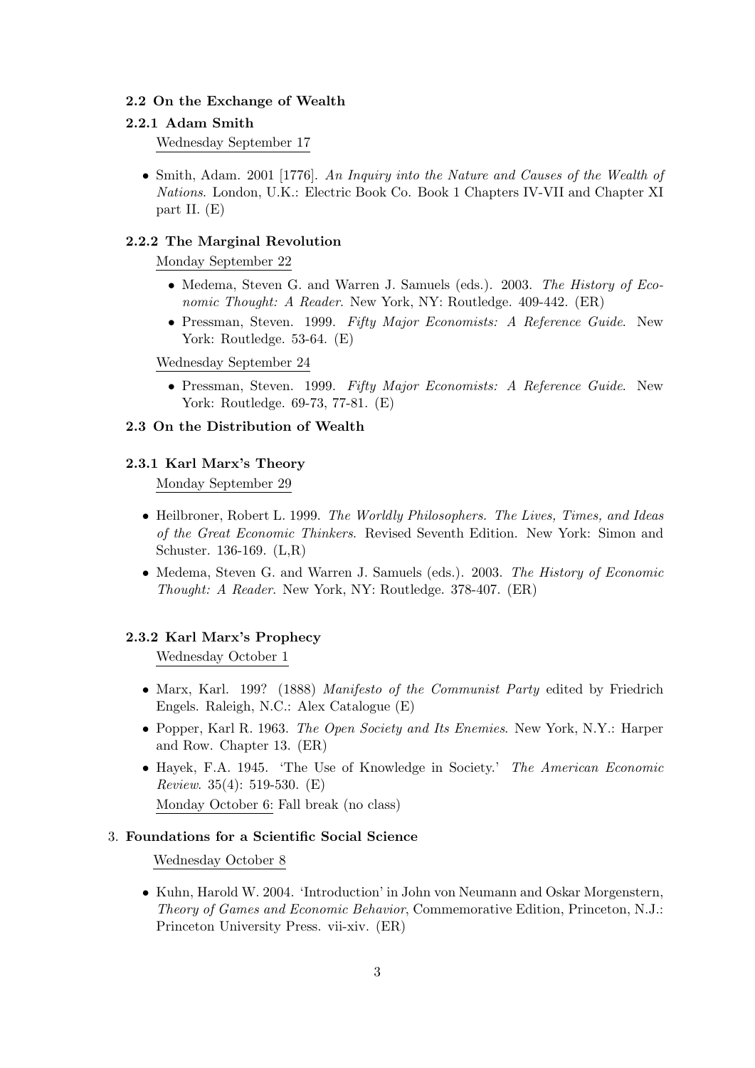### 2.2 On the Exchange of Wealth

#### 2.2.1 Adam Smith

Wednesday September 17

- Smith, Adam. 2001 [1776]. *An Inquiry into the Nature and Causes of the Wealth of Nations*. London, U.K.: Electric Book Co. Book 1 Chapters IV-VII and Chapter XI part II. (E)

#### 2.2.2 The Marginal Revolution

Monday September 22

- Medema, Steven G. and Warren J. Samuels (eds.). 2003. *The History of Economic Thought: A Reader*. New York, NY: Routledge. 409-442. (ER)
- Pressman, Steven. 1999. *Fifty Major Economists: A Reference Guide*. New York: Routledge. 53-64. (E)

Wednesday September 24

- Pressman, Steven. 1999. *Fifty Major Economists: A Reference Guide*. New York: Routledge. 69-73, 77-81. (E)

### 2.3 On the Distribution of Wealth

#### 2.3.1 Karl Marx's Theory

Monday September 29

- Heilbroner, Robert L. 1999. *The Worldly Philosophers. The Lives, Times, and Ideas of the Great Economic Thinkers*. Revised Seventh Edition. New York: Simon and Schuster. 136-169. (L,R)
- Medema, Steven G. and Warren J. Samuels (eds.). 2003. *The History of Economic Thought: A Reader*. New York, NY: Routledge. 378-407. (ER)

#### 2.3.2 Karl Marx's Prophecy

Wednesday October 1

- Marx, Karl. 199? (1888) *Manifesto of the Communist Party* edited by Friedrich Engels. Raleigh, N.C.: Alex Catalogue (E)
- Popper, Karl R. 1963. *The Open Society and Its Enemies*. New York, N.Y.: Harper and Row. Chapter 13. (ER)
- Hayek, F.A. 1945. 'The Use of Knowledge in Society.' *The American Economic Review*. 35(4): 519-530. (E)

Monday October 6: Fall break (no class)

## 3. Foundations for a Scientific Social Science

Wednesday October 8

- Kuhn, Harold W. 2004. 'Introduction' in John von Neumann and Oskar Morgenstern, *Theory of Games and Economic Behavior*, Commemorative Edition, Princeton, N.J.: Princeton University Press. vii-xiv. (ER)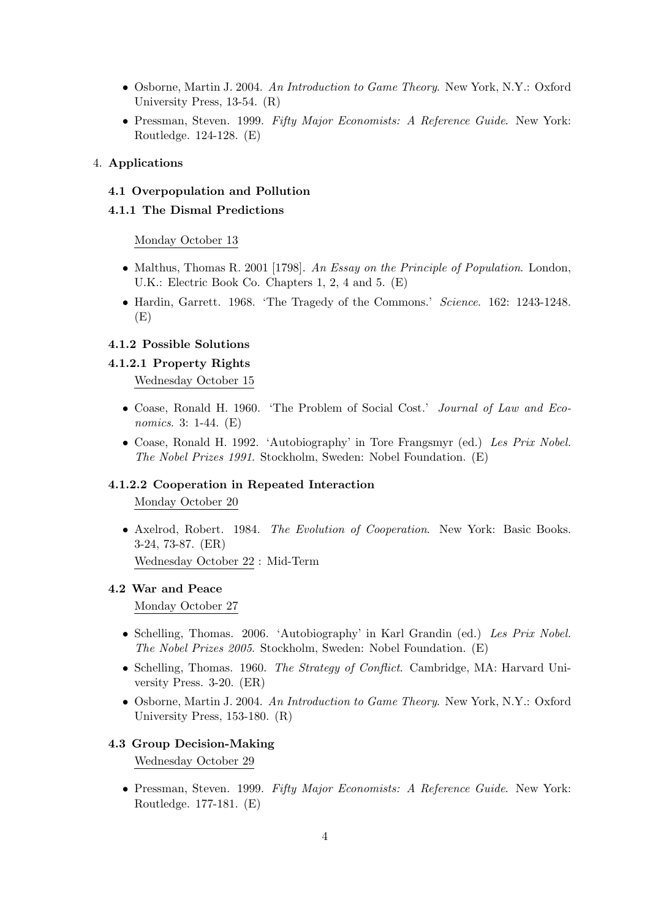- Osborne, Martin J. 2004. *An Introduction to Game Theory*. New York, N.Y.: Oxford University Press, 13-54. (R)
- Pressman, Steven. 1999. *Fifty Major Economists: A Reference Guide*. New York: Routledge. 124-128. (E)

4. **Applications**

### 4.1 Overpopulation and Pollution

#### 4.1.1 The Dismal Predictions

<u>Monday October 13</u>

- Malthus, Thomas R. 2001 [1798]. *An Essay on the Principle of Population*. London, U.K.: Electric Book Co. Chapters 1, 2, 4 and 5. (E)
- Hardin, Garrett. 1968. 'The Tragedy of the Commons.' *Science*. 162: 1243-1248. (E)

#### 4.1.2 Possible Solutions

##### 4.1.2.1 Property Rights

<u>Wednesday October 15</u>

- Coase, Ronald H. 1960. 'The Problem of Social Cost.' *Journal of Law and Economics*. 3: 1-44. (E)
- Coase, Ronald H. 1992. 'Autobiography' in Tore Frangsmyr (ed.) *Les Prix Nobel. The Nobel Prizes 1991.* Stockholm, Sweden: Nobel Foundation. (E)

##### 4.1.2.2 Cooperation in Repeated Interaction

<u>Monday October 20</u>

- Axelrod, Robert. 1984. *The Evolution of Cooperation*. New York: Basic Books. 3-24, 73-87. (ER)

<u>Wednesday October 22</u> : Mid-Term

### 4.2 War and Peace

<u>Monday October 27</u>

- Schelling, Thomas. 2006. 'Autobiography' in Karl Grandin (ed.) *Les Prix Nobel. The Nobel Prizes 2005.* Stockholm, Sweden: Nobel Foundation. (E)
- Schelling, Thomas. 1960. *The Strategy of Conflict*. Cambridge, MA: Harvard University Press. 3-20. (ER)
- Osborne, Martin J. 2004. *An Introduction to Game Theory*. New York, N.Y.: Oxford University Press, 153-180. (R)

### 4.3 Group Decision-Making

<u>Wednesday October 29</u>

- Pressman, Steven. 1999. *Fifty Major Economists: A Reference Guide*. New York: Routledge. 177-181. (E)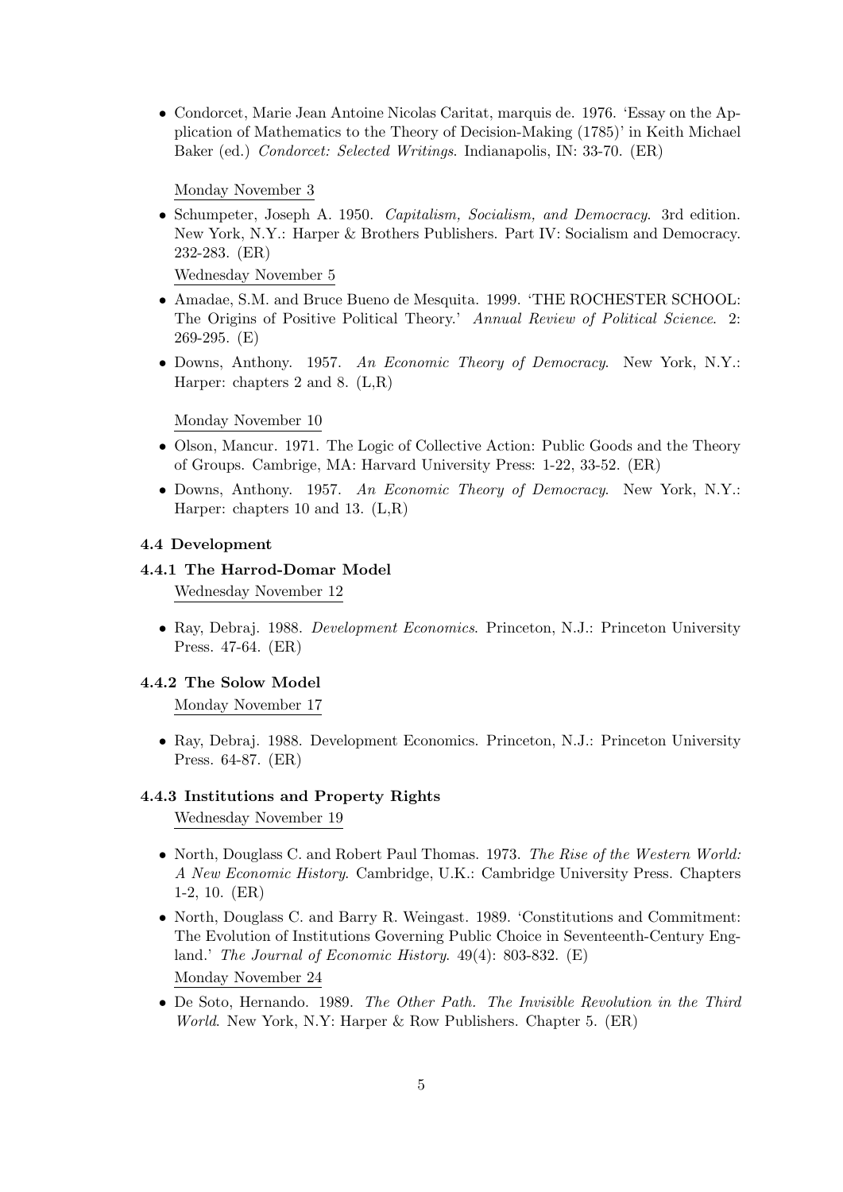- Condorcet, Marie Jean Antoine Nicolas Caritat, marquis de. 1976. 'Essay on the Application of Mathematics to the Theory of Decision-Making (1785)' in Keith Michael Baker (ed.) *Condorcet: Selected Writings*. Indianapolis, IN: 33-70. (ER)

Monday November 3

- Schumpeter, Joseph A. 1950. *Capitalism, Socialism, and Democracy*. 3rd edition. New York, N.Y.: Harper & Brothers Publishers. Part IV: Socialism and Democracy. 232-283. (ER)

Wednesday November 5

- Amadae, S.M. and Bruce Bueno de Mesquita. 1999. 'THE ROCHESTER SCHOOL: The Origins of Positive Political Theory.' *Annual Review of Political Science*. 2: 269-295. (E)
- Downs, Anthony. 1957. *An Economic Theory of Democracy*. New York, N.Y.: Harper: chapters 2 and 8. (L,R)

Monday November 10

- Olson, Mancur. 1971. The Logic of Collective Action: Public Goods and the Theory of Groups. Cambrige, MA: Harvard University Press: 1-22, 33-52. (ER)
- Downs, Anthony. 1957. *An Economic Theory of Democracy*. New York, N.Y.: Harper: chapters 10 and 13. (L,R)

### 4.4 Development

#### 4.4.1 The Harrod-Domar Model

Wednesday November 12

- Ray, Debraj. 1988. *Development Economics*. Princeton, N.J.: Princeton University Press. 47-64. (ER)

#### 4.4.2 The Solow Model

Monday November 17

- Ray, Debraj. 1988. Development Economics. Princeton, N.J.: Princeton University Press. 64-87. (ER)

#### 4.4.3 Institutions and Property Rights

Wednesday November 19

- North, Douglass C. and Robert Paul Thomas. 1973. *The Rise of the Western World: A New Economic History*. Cambridge, U.K.: Cambridge University Press. Chapters 1-2, 10. (ER)
- North, Douglass C. and Barry R. Weingast. 1989. 'Constitutions and Commitment: The Evolution of Institutions Governing Public Choice in Seventeenth-Century England.' *The Journal of Economic History*. 49(4): 803-832. (E)

Monday November 24

- De Soto, Hernando. 1989. *The Other Path. The Invisible Revolution in the Third World*. New York, N.Y: Harper & Row Publishers. Chapter 5. (ER)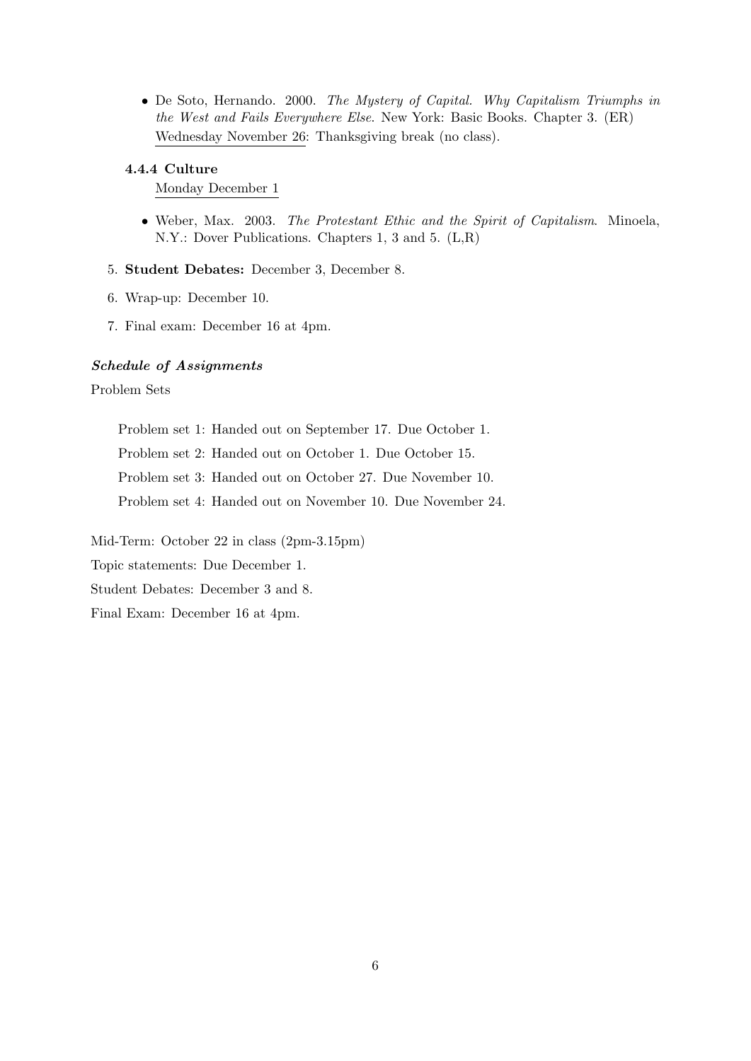- De Soto, Hernando. 2000. *The Mystery of Capital. Why Capitalism Triumphs in the West and Fails Everywhere Else.* New York: Basic Books. Chapter 3. (ER)

Wednesday November 26: Thanksgiving break (no class).

#### 4.4.4 Culture

Monday December 1

- Weber, Max. 2003. *The Protestant Ethic and the Spirit of Capitalism*. Minoela, N.Y.: Dover Publications. Chapters 1, 3 and 5. (L,R)

5. **Student Debates:** December 3, December 8.
6. Wrap-up: December 10.
7. Final exam: December 16 at 4pm.

***Schedule of Assignments***

Problem Sets

Problem set 1: Handed out on September 17. Due October 1.

Problem set 2: Handed out on October 1. Due October 15.

Problem set 3: Handed out on October 27. Due November 10.

Problem set 4: Handed out on November 10. Due November 24.

Mid-Term: October 22 in class (2pm-3.15pm)

Topic statements: Due December 1.

Student Debates: December 3 and 8.

Final Exam: December 16 at 4pm.